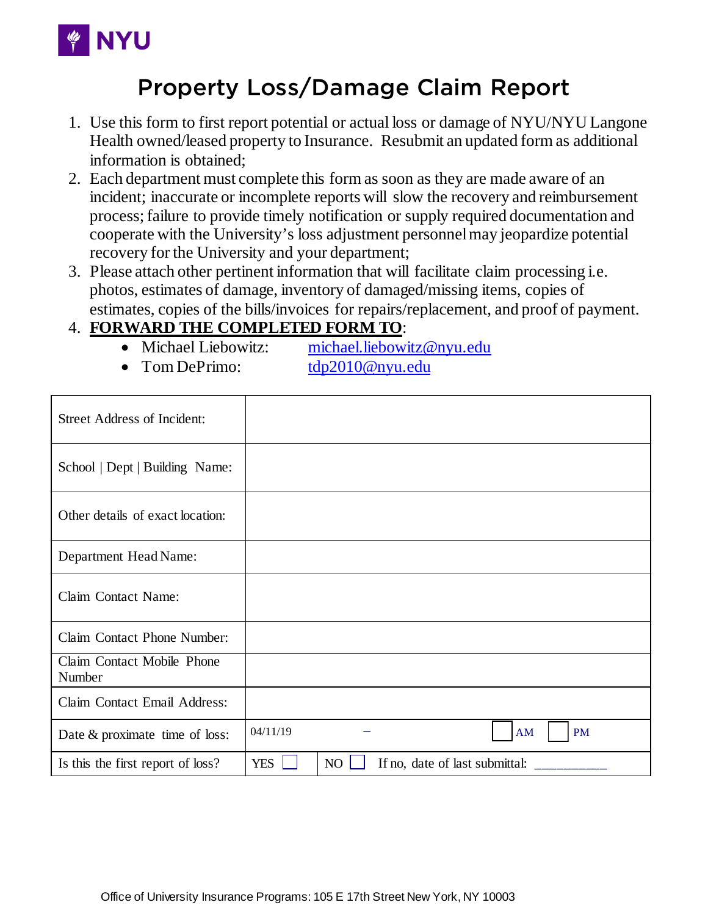# Property Loss/Damage Claim Report

1. Use this form to first report potential or actual loss or damage of NYU/NYU Langone Health owned/leased property to Insurance. Resubmit an updated form as additional information is obtained;
2. Each department must complete this form as soon as they are made aware of an incident; inaccurate or incomplete reports will slow the recovery and reimbursement process; failure to provide timely notification or supply required documentation and cooperate with the University's loss adjustment personnel may jeopardize potential recovery for the University and your department;
3. Please attach other pertinent information that will facilitate claim processing i.e. photos, estimates of damage, inventory of damaged/missing items, copies of estimates, copies of the bills/invoices for repairs/replacement, and proof of payment.
4. **FORWARD THE COMPLETED FORM TO**:
   - Michael Liebowitz: michael.liebowitz@nyu.edu
   - Tom DePrimo: tdp2010@nyu.edu

| Field | | | |
|---|---|---|---|
| Street Address of Incident: | | | |
| School \| Dept \| Building Name: | | | |
| Other details of exact location: | | | |
| Department Head Name: | | | |
| Claim Contact Name: | | | |
| Claim Contact Phone Number: | | | |
| Claim Contact Mobile Phone Number | | | |
| Claim Contact Email Address: | | | |
| Date & proximate time of loss: | 04/11/19 | – | ☐ AM ☐ PM |
| Is this the first report of loss? | YES ☐ | NO ☐ | If no, date of last submittal: __________ |

Office of University Insurance Programs: 105 E 17th Street New York, NY 10003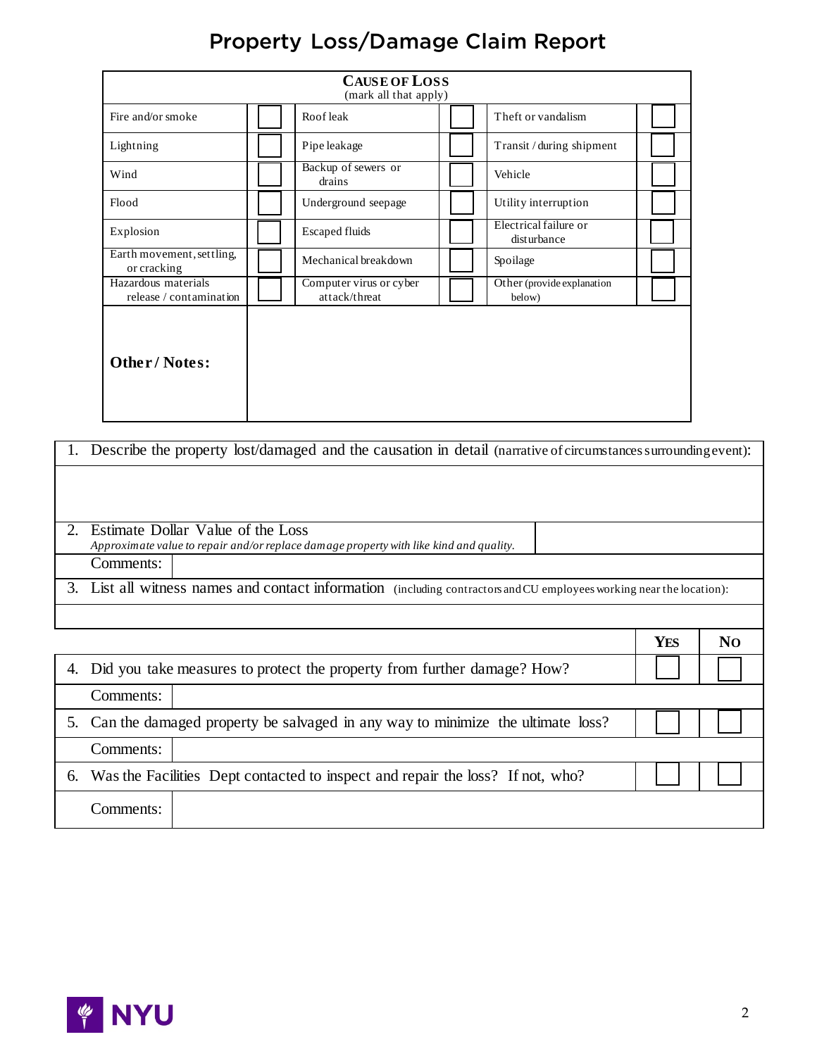# Property Loss/Damage Claim Report

| **CAUSE OF LOSS** (mark all that apply) | | | | | |
|---|---|---|---|---|---|
| Fire and/or smoke | ☐ | Roof leak | ☐ | Theft or vandalism | ☐ |
| Lightning | ☐ | Pipe leakage | ☐ | Transit / during shipment | ☐ |
| Wind | ☐ | Backup of sewers or drains | ☐ | Vehicle | ☐ |
| Flood | ☐ | Underground seepage | ☐ | Utility interruption | ☐ |
| Explosion | ☐ | Escaped fluids | ☐ | Electrical failure or disturbance | ☐ |
| Earth movement, settling, or cracking | ☐ | Mechanical breakdown | ☐ | Spoilage | ☐ |
| Hazardous materials release / contamination | ☐ | Computer virus or cyber attack/threat | ☐ | Other (provide explanation below) | ☐ |
| **Other / Notes:** | | | | | |

1. Describe the property lost/damaged and the causation in detail (narrative of circumstances surrounding event):

2. Estimate Dollar Value of the Loss
   *Approximate value to repair and/or replace damage property with like kind and quality.*

   Comments:

3. List all witness names and contact information (including contractors and CU employees working near the location):

| | **YES** | **NO** |
|---|---|---|
| 4. Did you take measures to protect the property from further damage? How? | ☐ | ☐ |
| Comments: | | |
| 5. Can the damaged property be salvaged in any way to minimize the ultimate loss? | ☐ | ☐ |
| Comments: | | |
| 6. Was the Facilities Dept contacted to inspect and repair the loss? If not, who? | ☐ | ☐ |
| Comments: | | |

NYU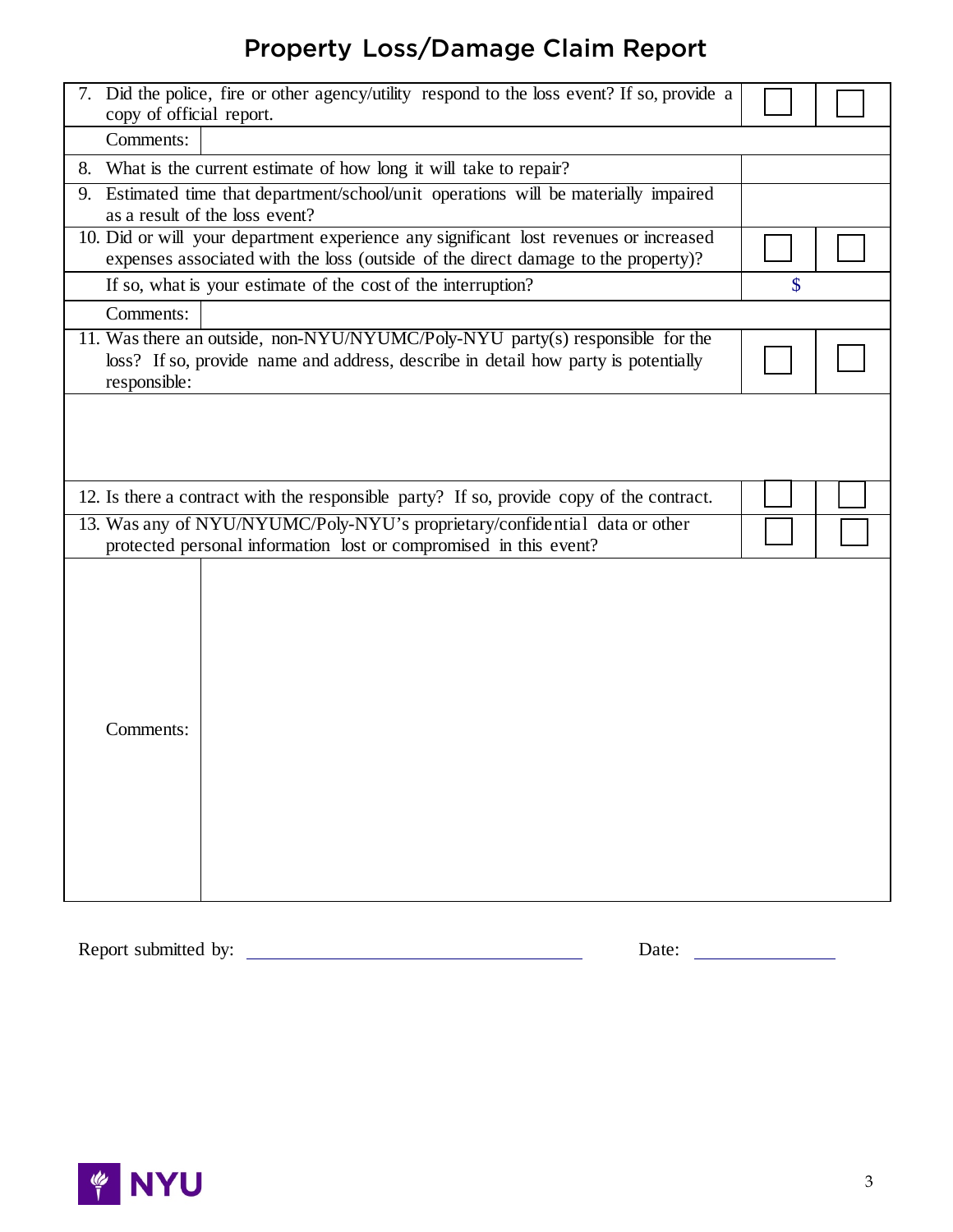# Property Loss/Damage Claim Report

| | | |
|---|---|---|
| 7. Did the police, fire or other agency/utility respond to the loss event? If so, provide a copy of official report. | ☐ | ☐ |
| Comments: | | |
| 8. What is the current estimate of how long it will take to repair? | | |
| 9. Estimated time that department/school/unit operations will be materially impaired as a result of the loss event? | | |
| 10. Did or will your department experience any significant lost revenues or increased expenses associated with the loss (outside of the direct damage to the property)? | ☐ | ☐ |
| If so, what is your estimate of the cost of the interruption? | $ | |
| Comments: | | |
| 11. Was there an outside, non-NYU/NYUMC/Poly-NYU party(s) responsible for the loss? If so, provide name and address, describe in detail how party is potentially responsible: | ☐ | ☐ |
| | | |
| 12. Is there a contract with the responsible party? If so, provide copy of the contract. | ☐ | ☐ |
| 13. Was any of NYU/NYUMC/Poly-NYU's proprietary/confidential data or other protected personal information lost or compromised in this event? | ☐ | ☐ |
| Comments: | | |

Report submitted by: ______________________________ Date: ______________